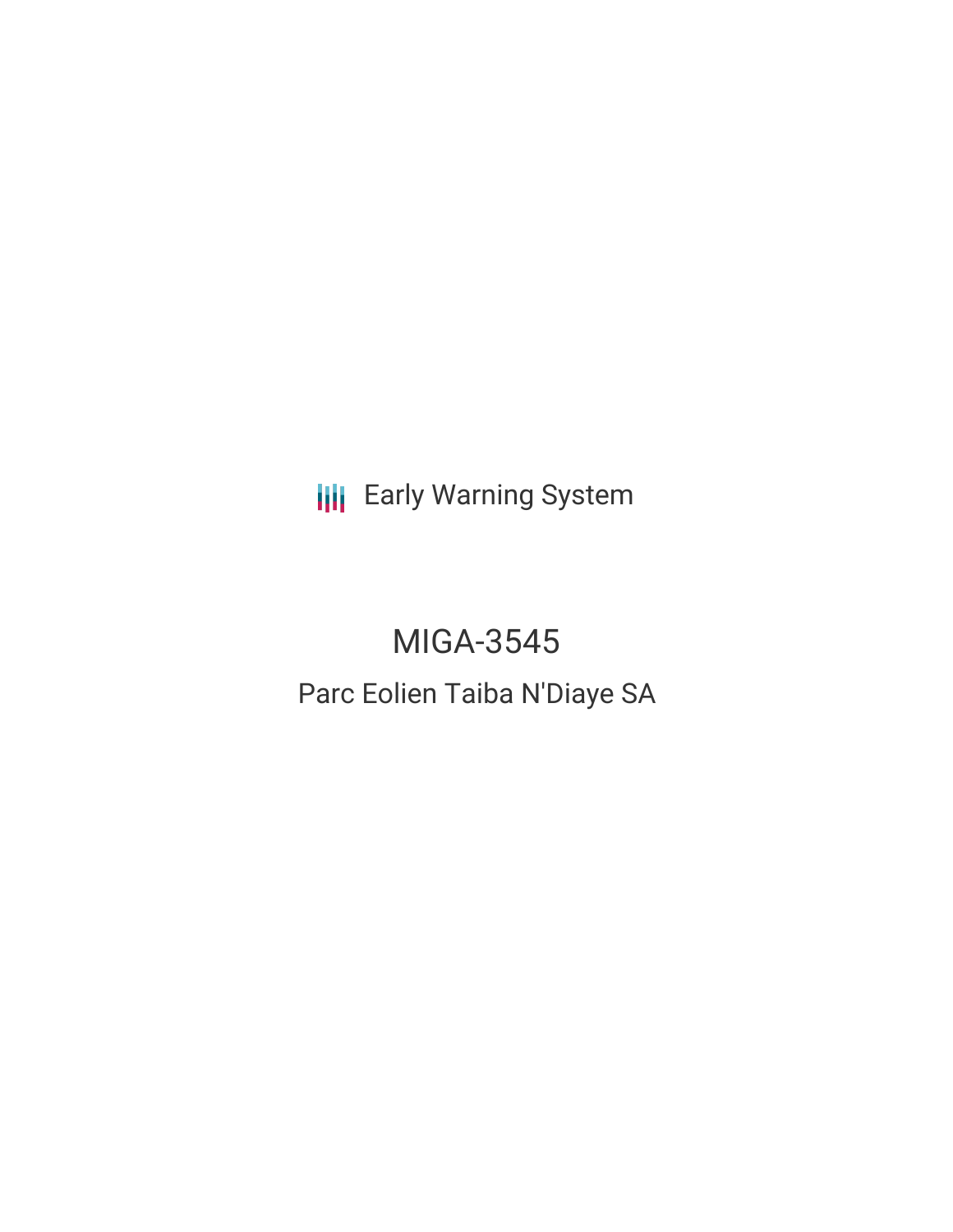Early Warning System

# MIGA-3545

## Parc Eolien Taiba N'Diaye SA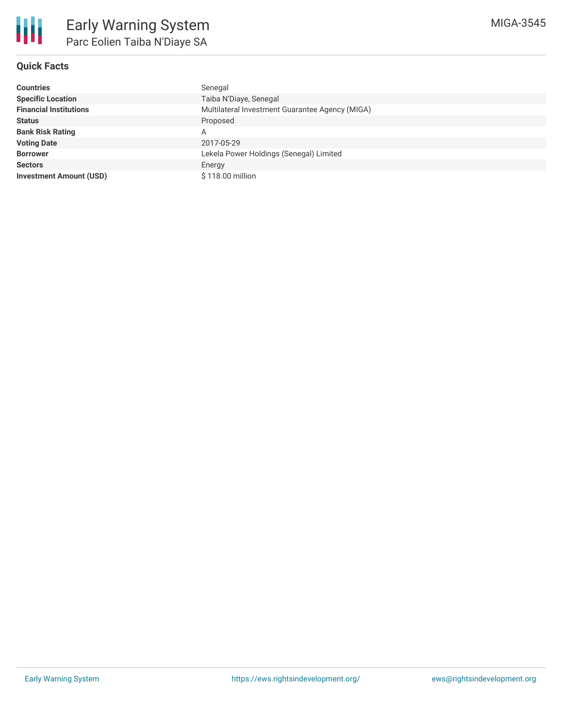# Early Warning System

## Parc Eolien Taiba N'Diaye SA

MIGA-3545

### Quick Facts

| | |
|---|---|
| **Countries** | Senegal |
| **Specific Location** | Taiba N'Diaye, Senegal |
| **Financial Institutions** | Multilateral Investment Guarantee Agency (MIGA) |
| **Status** | Proposed |
| **Bank Risk Rating** | A |
| **Voting Date** | 2017-05-29 |
| **Borrower** | Lekela Power Holdings (Senegal) Limited |
| **Sectors** | Energy |
| **Investment Amount (USD)** | $ 118.00 million |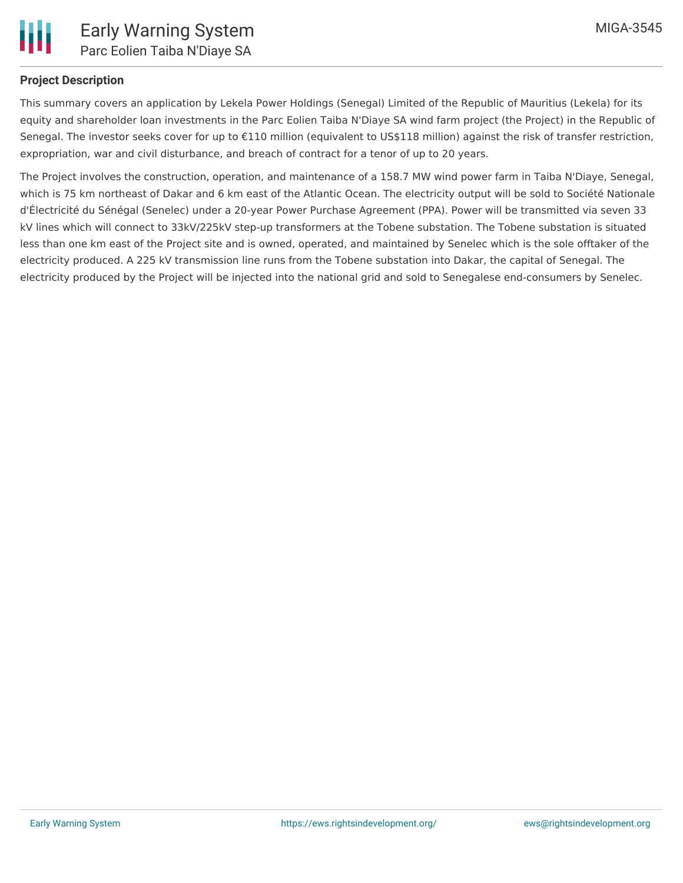## Project Description

This summary covers an application by Lekela Power Holdings (Senegal) Limited of the Republic of Mauritius (Lekela) for its equity and shareholder loan investments in the Parc Eolien Taiba N'Diaye SA wind farm project (the Project) in the Republic of Senegal. The investor seeks cover for up to €110 million (equivalent to US$118 million) against the risk of transfer restriction, expropriation, war and civil disturbance, and breach of contract for a tenor of up to 20 years.

The Project involves the construction, operation, and maintenance of a 158.7 MW wind power farm in Taiba N'Diaye, Senegal, which is 75 km northeast of Dakar and 6 km east of the Atlantic Ocean. The electricity output will be sold to Société Nationale d'Électricité du Sénégal (Senelec) under a 20-year Power Purchase Agreement (PPA). Power will be transmitted via seven 33 kV lines which will connect to 33kV/225kV step-up transformers at the Tobene substation. The Tobene substation is situated less than one km east of the Project site and is owned, operated, and maintained by Senelec which is the sole offtaker of the electricity produced. A 225 kV transmission line runs from the Tobene substation into Dakar, the capital of Senegal. The electricity produced by the Project will be injected into the national grid and sold to Senegalese end-consumers by Senelec.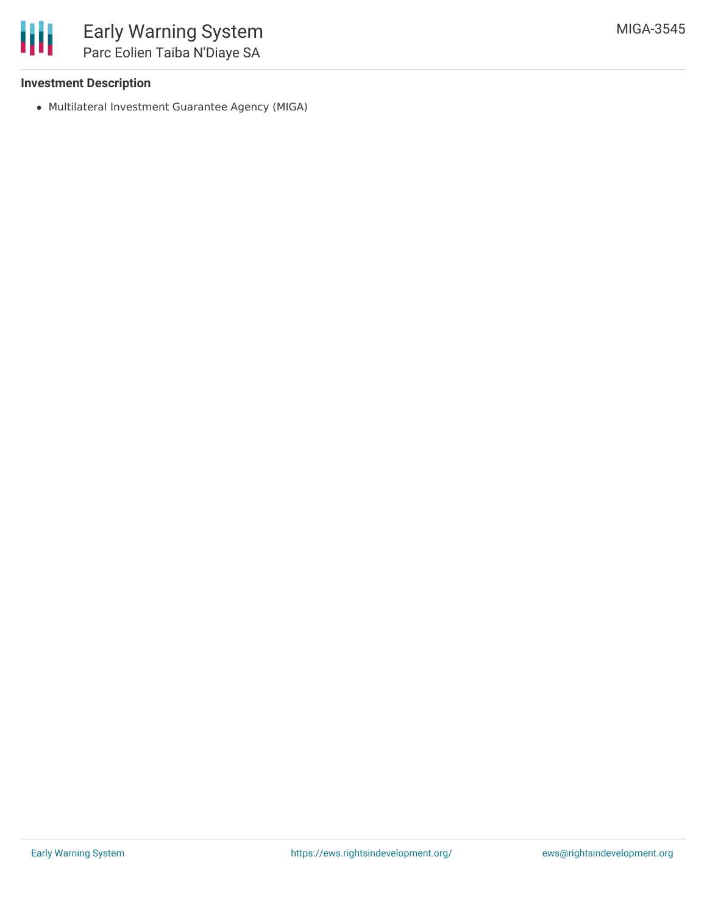### Investment Description

- Multilateral Investment Guarantee Agency (MIGA)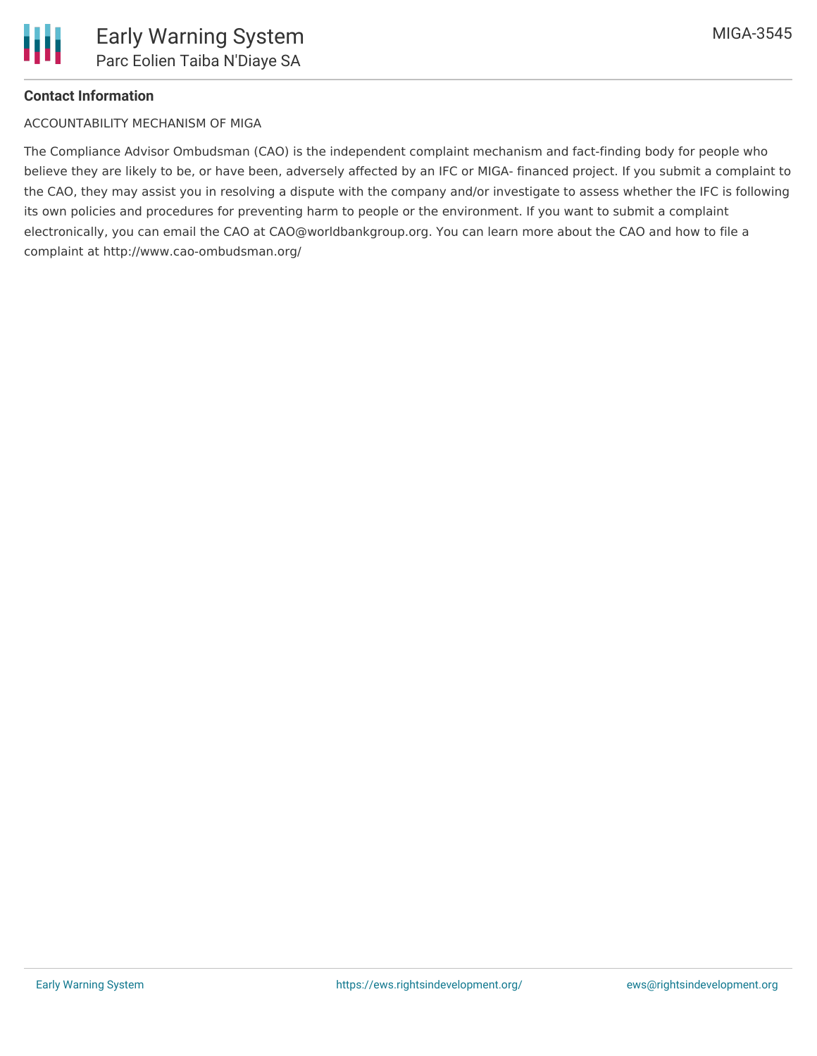**Contact Information**

ACCOUNTABILITY MECHANISM OF MIGA

The Compliance Advisor Ombudsman (CAO) is the independent complaint mechanism and fact-finding body for people who believe they are likely to be, or have been, adversely affected by an IFC or MIGA- financed project. If you submit a complaint to the CAO, they may assist you in resolving a dispute with the company and/or investigate to assess whether the IFC is following its own policies and procedures for preventing harm to people or the environment. If you want to submit a complaint electronically, you can email the CAO at CAO@worldbankgroup.org. You can learn more about the CAO and how to file a complaint at http://www.cao-ombudsman.org/